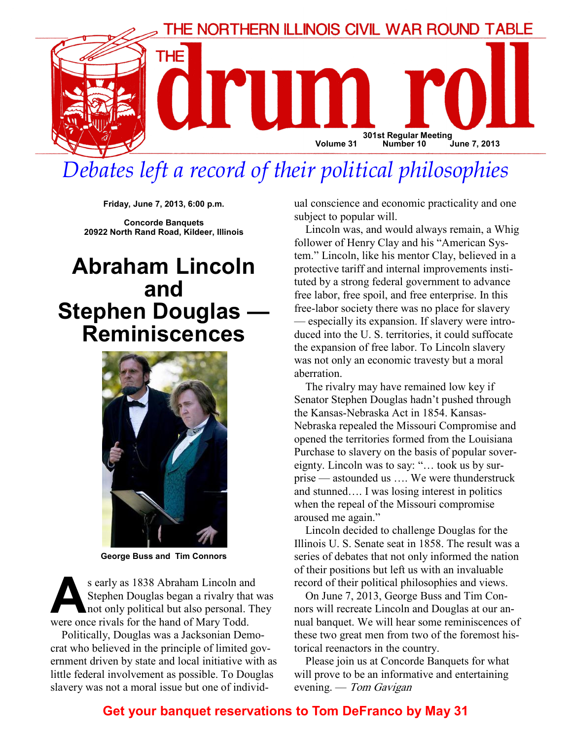THE NORTHERN ILLINOIS CIVIL WAR ROUND TABLE

# THE drum roll

301st Regular Meeting
Volume 31 Number 10 June 7, 2013

## *Debates left a record of their political philosophies*

**Friday, June 7, 2013, 6:00 p.m.**

**Concorde Banquets**
**20922 North Rand Road, Kildeer, Illinois**

# Abraham Lincoln and Stephen Douglas — Reminiscences

**George Buss and Tim Connors**

As early as 1838 Abraham Lincoln and Stephen Douglas began a rivalry that was not only political but also personal. They were once rivals for the hand of Mary Todd.

Politically, Douglas was a Jacksonian Democrat who believed in the principle of limited government driven by state and local initiative with as little federal involvement as possible. To Douglas slavery was not a moral issue but one of individual conscience and economic practicality and one subject to popular will.

Lincoln was, and would always remain, a Whig follower of Henry Clay and his "American System." Lincoln, like his mentor Clay, believed in a protective tariff and internal improvements instituted by a strong federal government to advance free labor, free spoil, and free enterprise. In this free-labor society there was no place for slavery — especially its expansion. If slavery were introduced into the U. S. territories, it could suffocate the expansion of free labor. To Lincoln slavery was not only an economic travesty but a moral aberration.

The rivalry may have remained low key if Senator Stephen Douglas hadn't pushed through the Kansas-Nebraska Act in 1854. Kansas-Nebraska repealed the Missouri Compromise and opened the territories formed from the Louisiana Purchase to slavery on the basis of popular sovereignty. Lincoln was to say: "… took us by surprise — astounded us …. We were thunderstruck and stunned.… I was losing interest in politics when the repeal of the Missouri compromise aroused me again."

Lincoln decided to challenge Douglas for the Illinois U. S. Senate seat in 1858. The result was a series of debates that not only informed the nation of their positions but left us with an invaluable record of their political philosophies and views.

On June 7, 2013, George Buss and Tim Connors will recreate Lincoln and Douglas at our annual banquet. We will hear some reminiscences of these two great men from two of the foremost historical reenactors in the country.

Please join us at Concorde Banquets for what will prove to be an informative and entertaining evening. — *Tom Gavigan*

**Get your banquet reservations to Tom DeFranco by May 31**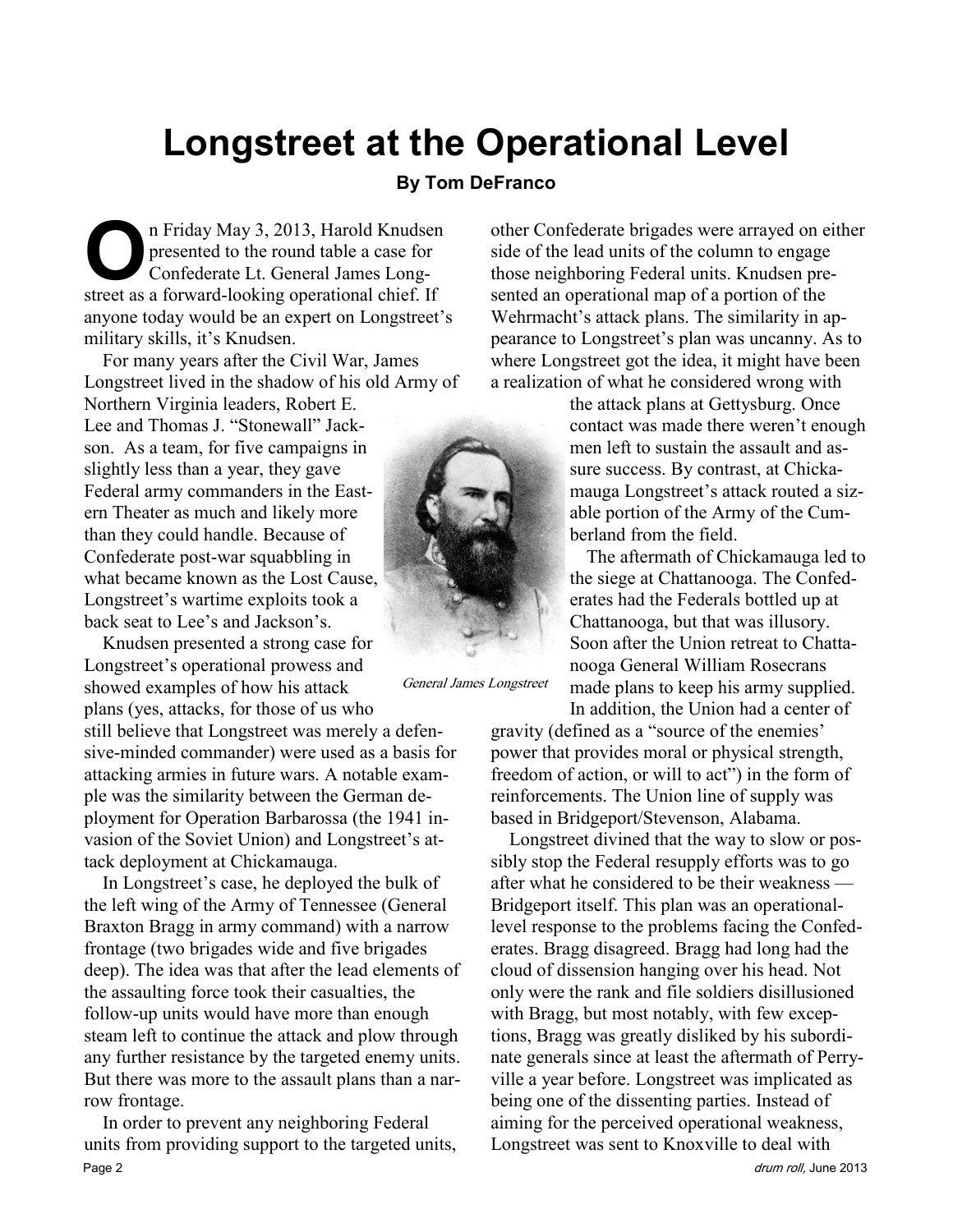# Longstreet at the Operational Level

**By Tom DeFranco**

On Friday May 3, 2013, Harold Knudsen presented to the round table a case for Confederate Lt. General James Longstreet as a forward-looking operational chief. If anyone today would be an expert on Longstreet's military skills, it's Knudsen.

For many years after the Civil War, James Longstreet lived in the shadow of his old Army of Northern Virginia leaders, Robert E. Lee and Thomas J. "Stonewall" Jackson. As a team, for five campaigns in slightly less than a year, they gave Federal army commanders in the Eastern Theater as much and likely more than they could handle. Because of Confederate post-war squabbling in what became known as the Lost Cause, Longstreet's wartime exploits took a back seat to Lee's and Jackson's.

Knudsen presented a strong case for Longstreet's operational prowess and showed examples of how his attack plans (yes, attacks, for those of us who still believe that Longstreet was merely a defensive-minded commander) were used as a basis for attacking armies in future wars. A notable example was the similarity between the German deployment for Operation Barbarossa (the 1941 invasion of the Soviet Union) and Longstreet's attack deployment at Chickamauga.

*General James Longstreet*

In Longstreet's case, he deployed the bulk of the left wing of the Army of Tennessee (General Braxton Bragg in army command) with a narrow frontage (two brigades wide and five brigades deep). The idea was that after the lead elements of the assaulting force took their casualties, the follow-up units would have more than enough steam left to continue the attack and plow through any further resistance by the targeted enemy units. But there was more to the assault plans than a narrow frontage.

In order to prevent any neighboring Federal units from providing support to the targeted units, other Confederate brigades were arrayed on either side of the lead units of the column to engage those neighboring Federal units. Knudsen presented an operational map of a portion of the Wehrmacht's attack plans. The similarity in appearance to Longstreet's plan was uncanny. As to where Longstreet got the idea, it might have been a realization of what he considered wrong with the attack plans at Gettysburg. Once contact was made there weren't enough men left to sustain the assault and assure success. By contrast, at Chickamauga Longstreet's attack routed a sizable portion of the Army of the Cumberland from the field.

The aftermath of Chickamauga led to the siege at Chattanooga. The Confederates had the Federals bottled up at Chattanooga, but that was illusory. Soon after the Union retreat to Chattanooga General William Rosecrans made plans to keep his army supplied. In addition, the Union had a center of gravity (defined as a "source of the enemies' power that provides moral or physical strength, freedom of action, or will to act") in the form of reinforcements. The Union line of supply was based in Bridgeport/Stevenson, Alabama.

Longstreet divined that the way to slow or possibly stop the Federal resupply efforts was to go after what he considered to be their weakness — Bridgeport itself. This plan was an operational-level response to the problems facing the Confederates. Bragg disagreed. Bragg had long had the cloud of dissension hanging over his head. Not only were the rank and file soldiers disillusioned with Bragg, but most notably, with few exceptions, Bragg was greatly disliked by his subordinate generals since at least the aftermath of Perryville a year before. Longstreet was implicated as being one of the dissenting parties. Instead of aiming for the perceived operational weakness, Longstreet was sent to Knoxville to deal with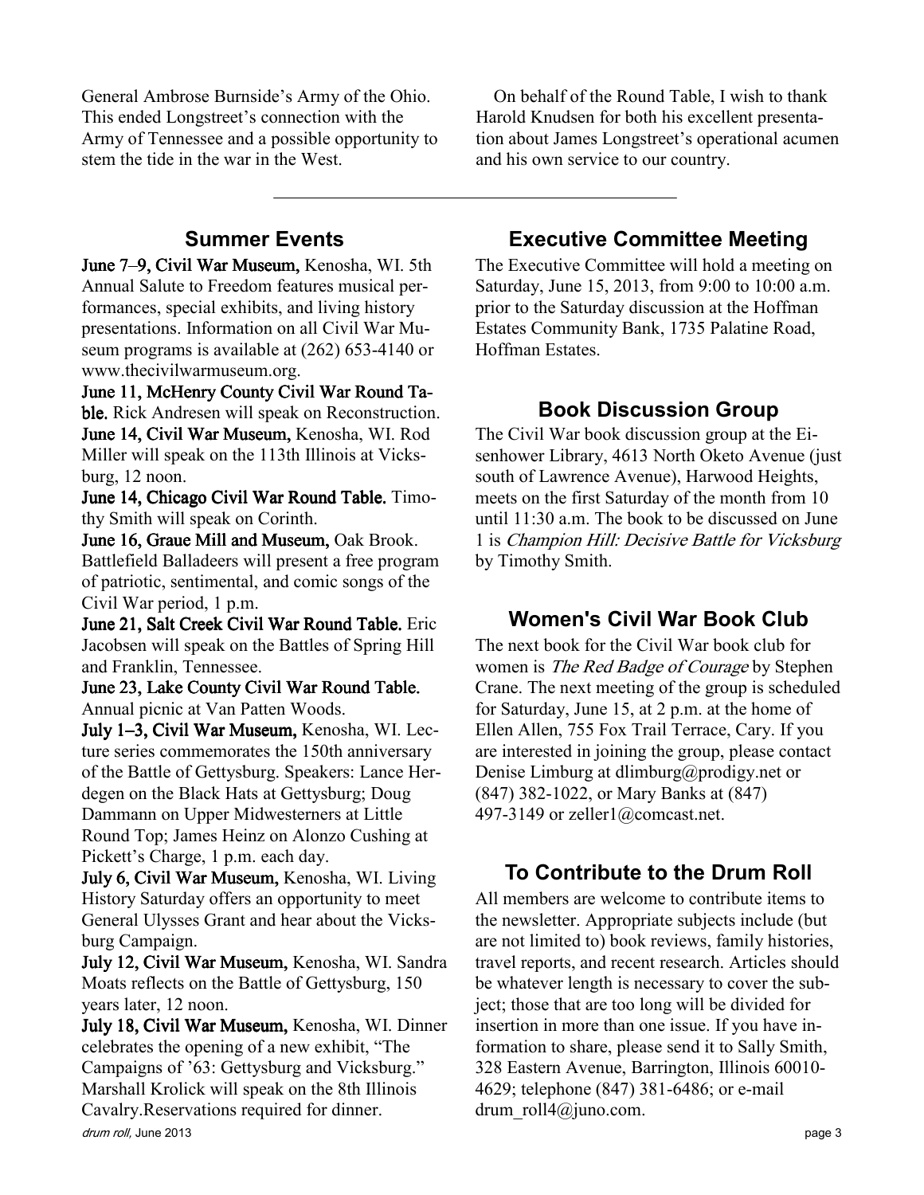General Ambrose Burnside's Army of the Ohio. This ended Longstreet's connection with the Army of Tennessee and a possible opportunity to stem the tide in the war in the West.

On behalf of the Round Table, I wish to thank Harold Knudsen for both his excellent presentation about James Longstreet's operational acumen and his own service to our country.

---

## Summer Events

**June 7–9, Civil War Museum,** Kenosha, WI. 5th Annual Salute to Freedom features musical performances, special exhibits, and living history presentations. Information on all Civil War Museum programs is available at (262) 653-4140 or www.thecivilwarmuseum.org.

**June 11, McHenry County Civil War Round Table.** Rick Andresen will speak on Reconstruction.

**June 14, Civil War Museum,** Kenosha, WI. Rod Miller will speak on the 113th Illinois at Vicksburg, 12 noon.

**June 14, Chicago Civil War Round Table.** Timothy Smith will speak on Corinth.

**June 16, Graue Mill and Museum,** Oak Brook. Battlefield Balladeers will present a free program of patriotic, sentimental, and comic songs of the Civil War period, 1 p.m.

**June 21, Salt Creek Civil War Round Table.** Eric Jacobsen will speak on the Battles of Spring Hill and Franklin, Tennessee.

**June 23, Lake County Civil War Round Table.** Annual picnic at Van Patten Woods.

**July 1–3, Civil War Museum,** Kenosha, WI. Lecture series commemorates the 150th anniversary of the Battle of Gettysburg. Speakers: Lance Herdegen on the Black Hats at Gettysburg; Doug Dammann on Upper Midwesterners at Little Round Top; James Heinz on Alonzo Cushing at Pickett's Charge, 1 p.m. each day.

**July 6, Civil War Museum,** Kenosha, WI. Living History Saturday offers an opportunity to meet General Ulysses Grant and hear about the Vicksburg Campaign.

**July 12, Civil War Museum,** Kenosha, WI. Sandra Moats reflects on the Battle of Gettysburg, 150 years later, 12 noon.

**July 18, Civil War Museum,** Kenosha, WI. Dinner celebrates the opening of a new exhibit, "The Campaigns of '63: Gettysburg and Vicksburg." Marshall Krolick will speak on the 8th Illinois Cavalry.Reservations required for dinner.

## Executive Committee Meeting

The Executive Committee will hold a meeting on Saturday, June 15, 2013, from 9:00 to 10:00 a.m. prior to the Saturday discussion at the Hoffman Estates Community Bank, 1735 Palatine Road, Hoffman Estates.

## Book Discussion Group

The Civil War book discussion group at the Eisenhower Library, 4613 North Oketo Avenue (just south of Lawrence Avenue), Harwood Heights, meets on the first Saturday of the month from 10 until 11:30 a.m. The book to be discussed on June 1 is *Champion Hill: Decisive Battle for Vicksburg* by Timothy Smith.

## Women's Civil War Book Club

The next book for the Civil War book club for women is *The Red Badge of Courage* by Stephen Crane. The next meeting of the group is scheduled for Saturday, June 15, at 2 p.m. at the home of Ellen Allen, 755 Fox Trail Terrace, Cary. If you are interested in joining the group, please contact Denise Limburg at dlimburg@prodigy.net or (847) 382-1022, or Mary Banks at (847) 497-3149 or zeller1@comcast.net.

## To Contribute to the Drum Roll

All members are welcome to contribute items to the newsletter. Appropriate subjects include (but are not limited to) book reviews, family histories, travel reports, and recent research. Articles should be whatever length is necessary to cover the subject; those that are too long will be divided for insertion in more than one issue. If you have information to share, please send it to Sally Smith, 328 Eastern Avenue, Barrington, Illinois 60010-4629; telephone (847) 381-6486; or e-mail drum_roll4@juno.com.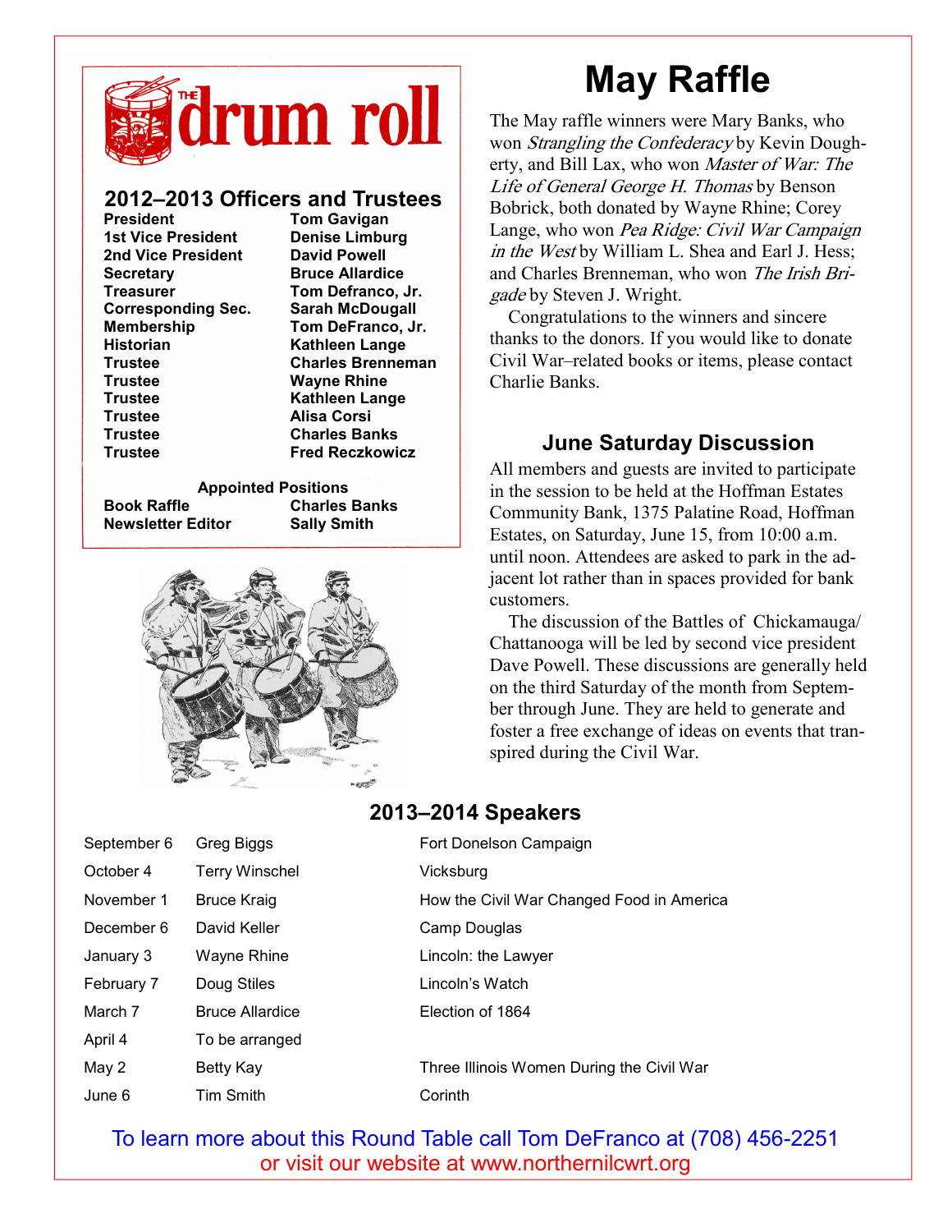# THE drum roll

## 2012–2013 Officers and Trustees

| | |
|---|---|
| **President** | **Tom Gavigan** |
| **1st Vice President** | **Denise Limburg** |
| **2nd Vice President** | **David Powell** |
| **Secretary** | **Bruce Allardice** |
| **Treasurer** | **Tom Defranco, Jr.** |
| **Corresponding Sec.** | **Sarah McDougall** |
| **Membership** | **Tom DeFranco, Jr.** |
| **Historian** | **Kathleen Lange** |
| **Trustee** | **Charles Brenneman** |
| **Trustee** | **Wayne Rhine** |
| **Trustee** | **Kathleen Lange** |
| **Trustee** | **Alisa Corsi** |
| **Trustee** | **Charles Banks** |
| **Trustee** | **Fred Reczkowicz** |

**Appointed Positions**

| | |
|---|---|
| **Book Raffle** | **Charles Banks** |
| **Newsletter Editor** | **Sally Smith** |

# May Raffle

The May raffle winners were Mary Banks, who won *Strangling the Confederacy* by Kevin Dougherty, and Bill Lax, who won *Master of War: The Life of General George H. Thomas* by Benson Bobrick, both donated by Wayne Rhine; Corey Lange, who won *Pea Ridge: Civil War Campaign in the West* by William L. Shea and Earl J. Hess; and Charles Brenneman, who won *The Irish Brigade* by Steven J. Wright.

Congratulations to the winners and sincere thanks to the donors. If you would like to donate Civil War–related books or items, please contact Charlie Banks.

## June Saturday Discussion

All members and guests are invited to participate in the session to be held at the Hoffman Estates Community Bank, 1375 Palatine Road, Hoffman Estates, on Saturday, June 15, from 10:00 a.m. until noon. Attendees are asked to park in the adjacent lot rather than in spaces provided for bank customers.

The discussion of the Battles of Chickamauga/Chattanooga will be led by second vice president Dave Powell. These discussions are generally held on the third Saturday of the month from September through June. They are held to generate and foster a free exchange of ideas on events that transpired during the Civil War.

## 2013–2014 Speakers

| | | |
|---|---|---|
| September 6 | Greg Biggs | Fort Donelson Campaign |
| October 4 | Terry Winschel | Vicksburg |
| November 1 | Bruce Kraig | How the Civil War Changed Food in America |
| December 6 | David Keller | Camp Douglas |
| January 3 | Wayne Rhine | Lincoln: the Lawyer |
| February 7 | Doug Stiles | Lincoln's Watch |
| March 7 | Bruce Allardice | Election of 1864 |
| April 4 | To be arranged | |
| May 2 | Betty Kay | Three Illinois Women During the Civil War |
| June 6 | Tim Smith | Corinth |

To learn more about this Round Table call Tom DeFranco at (708) 456-2251
or visit our website at www.northernilcwrt.org